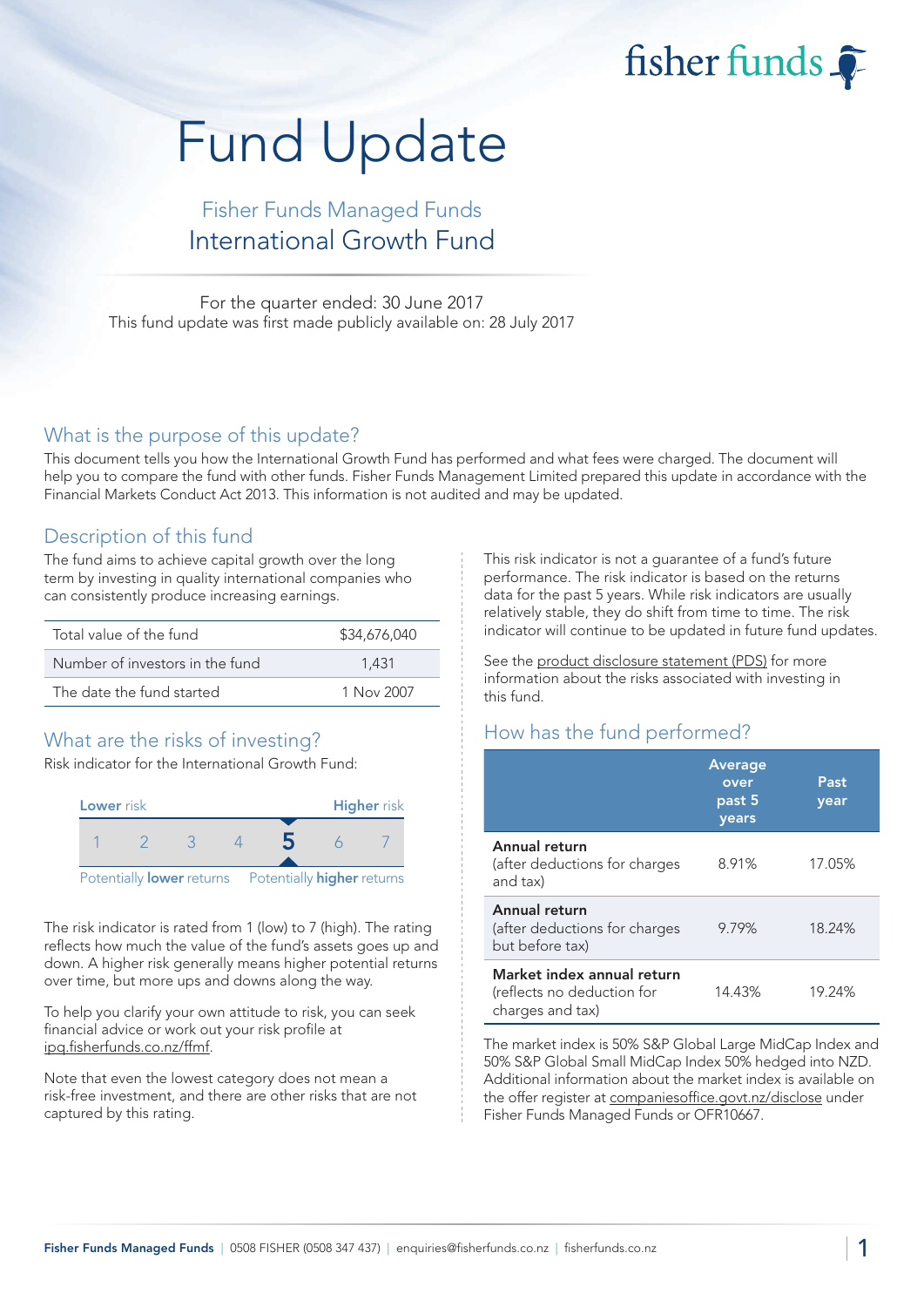fisher funds

# Fund Update

## Fisher Funds Managed Funds
## International Growth Fund

For the quarter ended: 30 June 2017
This fund update was first made publicly available on: 28 July 2017

## What is the purpose of this update?

This document tells you how the International Growth Fund has performed and what fees were charged. The document will help you to compare the fund with other funds. Fisher Funds Management Limited prepared this update in accordance with the Financial Markets Conduct Act 2013. This information is not audited and may be updated.

## Description of this fund

The fund aims to achieve capital growth over the long term by investing in quality international companies who can consistently produce increasing earnings.

| | |
|---|---|
| Total value of the fund | $34,676,040 |
| Number of investors in the fund | 1,431 |
| The date the fund started | 1 Nov 2007 |

## What are the risks of investing?

Risk indicator for the International Growth Fund:

| Lower risk | | | | | | Higher risk |
|---|---|---|---|---|---|---|
| 1 | 2 | 3 | 4 | **5** | 6 | 7 |
| Potentially **lower** returns | | | | | | Potentially **higher** returns |

The risk indicator is rated from 1 (low) to 7 (high). The rating reflects how much the value of the fund's assets goes up and down. A higher risk generally means higher potential returns over time, but more ups and downs along the way.

To help you clarify your own attitude to risk, you can seek financial advice or work out your risk profile at ipq.fisherfunds.co.nz/ffmf.

Note that even the lowest category does not mean a risk-free investment, and there are other risks that are not captured by this rating.

This risk indicator is not a guarantee of a fund's future performance. The risk indicator is based on the returns data for the past 5 years. While risk indicators are usually relatively stable, they do shift from time to time. The risk indicator will continue to be updated in future fund updates.

See the product disclosure statement (PDS) for more information about the risks associated with investing in this fund.

## How has the fund performed?

| | Average over past 5 years | Past year |
|---|---|---|
| **Annual return** (after deductions for charges and tax) | 8.91% | 17.05% |
| **Annual return** (after deductions for charges but before tax) | 9.79% | 18.24% |
| **Market index annual return** (reflects no deduction for charges and tax) | 14.43% | 19.24% |

The market index is 50% S&P Global Large MidCap Index and 50% S&P Global Small MidCap Index 50% hedged into NZD. Additional information about the market index is available on the offer register at companiesoffice.govt.nz/disclose under Fisher Funds Managed Funds or OFR10667.

Fisher Funds Managed Funds | 0508 FISHER (0508 347 437) | enquiries@fisherfunds.co.nz | fisherfunds.co.nz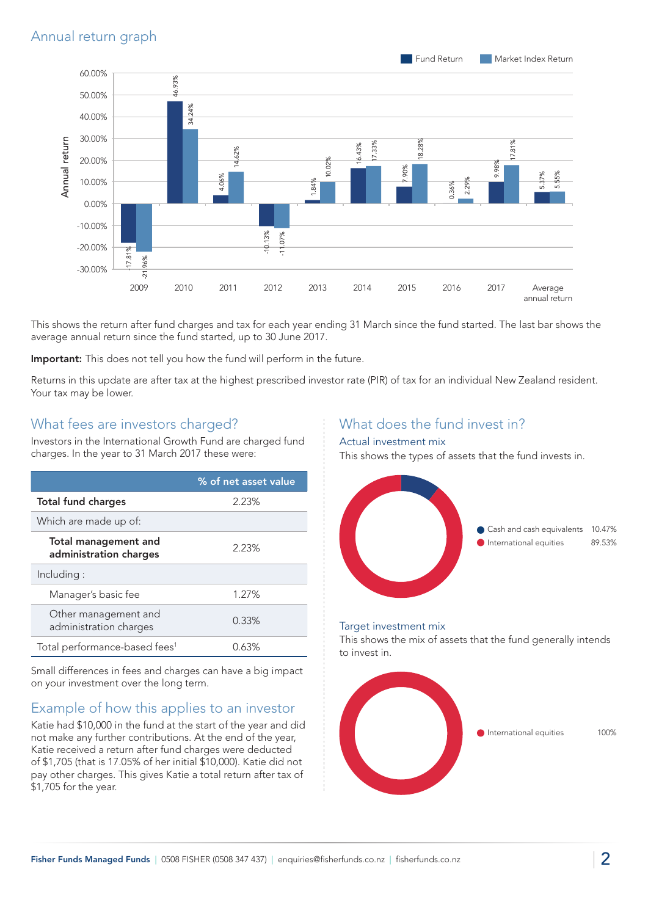## Annual return graph

| Year | Fund Return | Market Index Return |
|---|---|---|
| 2009 | -17.81% | -21.96% |
| 2010 | 46.93% | 34.24% |
| 2011 | 4.06% | 14.62% |
| 2012 | -10.13% | -11.07% |
| 2013 | 1.84% | 10.02% |
| 2014 | 16.43% | 17.33% |
| 2015 | 7.90% | 18.28% |
| 2016 | 0.36% | 2.29% |
| 2017 | 9.98% | 17.81% |
| Average annual return | 5.37% | 5.55% |

This shows the return after fund charges and tax for each year ending 31 March since the fund started. The last bar shows the average annual return since the fund started, up to 30 June 2017.

**Important:** This does not tell you how the fund will perform in the future.

Returns in this update are after tax at the highest prescribed investor rate (PIR) of tax for an individual New Zealand resident. Your tax may be lower.

## What fees are investors charged?

Investors in the International Growth Fund are charged fund charges. In the year to 31 March 2017 these were:

| | % of net asset value |
|---|---|
| **Total fund charges** | 2.23% |
| Which are made up of: | |
| **Total management and administration charges** | 2.23% |
| Including : | |
| Manager's basic fee | 1.27% |
| Other management and administration charges | 0.33% |
| Total performance-based fees[1] | 0.63% |

Small differences in fees and charges can have a big impact on your investment over the long term.

## Example of how this applies to an investor

Katie had $10,000 in the fund at the start of the year and did not make any further contributions. At the end of the year, Katie received a return after fund charges were deducted of $1,705 (that is 17.05% of her initial $10,000). Katie did not pay other charges. This gives Katie a total return after tax of $1,705 for the year.

## What does the fund invest in?

### Actual investment mix

This shows the types of assets that the fund invests in.

| Asset | % |
|---|---|
| Cash and cash equivalents | 10.47% |
| International equities | 89.53% |

### Target investment mix

This shows the mix of assets that the fund generally intends to invest in.

| Asset | % |
|---|---|
| International equities | 100% |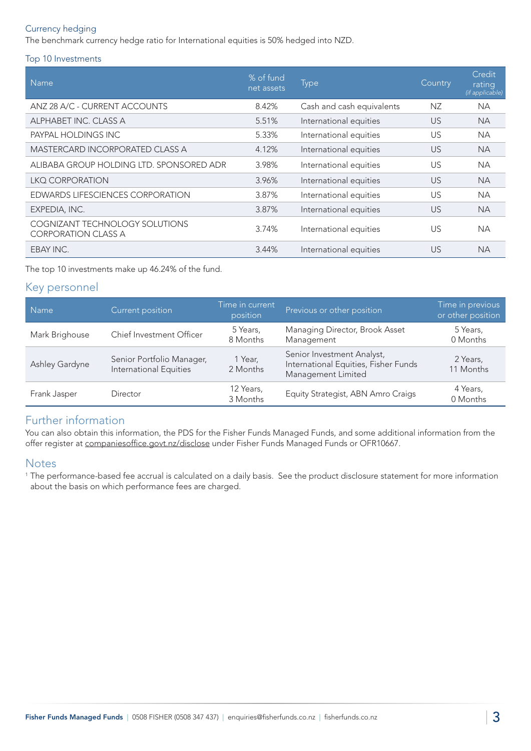### Currency hedging

The benchmark currency hedge ratio for International equities is 50% hedged into NZD.

### Top 10 Investments

| Name | % of fund net assets | Type | Country | Credit rating *(if applicable)* |
|---|---|---|---|---|
| ANZ 28 A/C - CURRENT ACCOUNTS | 8.42% | Cash and cash equivalents | NZ | NA |
| ALPHABET INC. CLASS A | 5.51% | International equities | US | NA |
| PAYPAL HOLDINGS INC | 5.33% | International equities | US | NA |
| MASTERCARD INCORPORATED CLASS A | 4.12% | International equities | US | NA |
| ALIBABA GROUP HOLDING LTD. SPONSORED ADR | 3.98% | International equities | US | NA |
| LKQ CORPORATION | 3.96% | International equities | US | NA |
| EDWARDS LIFESCIENCES CORPORATION | 3.87% | International equities | US | NA |
| EXPEDIA, INC. | 3.87% | International equities | US | NA |
| COGNIZANT TECHNOLOGY SOLUTIONS CORPORATION CLASS A | 3.74% | International equities | US | NA |
| EBAY INC. | 3.44% | International equities | US | NA |

The top 10 investments make up 46.24% of the fund.

## Key personnel

| Name | Current position | Time in current position | Previous or other position | Time in previous or other position |
|---|---|---|---|---|
| Mark Brighouse | Chief Investment Officer | 5 Years, 8 Months | Managing Director, Brook Asset Management | 5 Years, 0 Months |
| Ashley Gardyne | Senior Portfolio Manager, International Equities | 1 Year, 2 Months | Senior Investment Analyst, International Equities, Fisher Funds Management Limited | 2 Years, 11 Months |
| Frank Jasper | Director | 12 Years, 3 Months | Equity Strategist, ABN Amro Craigs | 4 Years, 0 Months |

## Further information

You can also obtain this information, the PDS for the Fisher Funds Managed Funds, and some additional information from the offer register at companiesoffice.govt.nz/disclose under Fisher Funds Managed Funds or OFR10667.

## Notes

[1] The performance-based fee accrual is calculated on a daily basis. See the product disclosure statement for more information about the basis on which performance fees are charged.